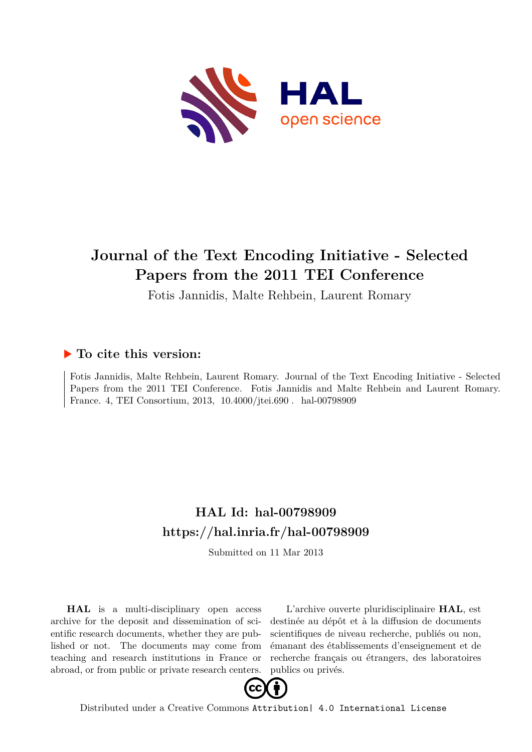# Journal of the Text Encoding Initiative - Selected Papers from the 2011 TEI Conference

Fotis Jannidis, Malte Rehbein, Laurent Romary

## ▶ To cite this version:

Fotis Jannidis, Malte Rehbein, Laurent Romary. Journal of the Text Encoding Initiative - Selected Papers from the 2011 TEI Conference. Fotis Jannidis and Malte Rehbein and Laurent Romary. France. 4, TEI Consortium, 2013, 10.4000/jtei.690 . hal-00798909

## HAL Id: hal-00798909
## https://hal.inria.fr/hal-00798909

Submitted on 11 Mar 2013

**HAL** is a multi-disciplinary open access archive for the deposit and dissemination of scientific research documents, whether they are published or not. The documents may come from teaching and research institutions in France or abroad, or from public or private research centers.

L'archive ouverte pluridisciplinaire **HAL**, est destinée au dépôt et à la diffusion de documents scientifiques de niveau recherche, publiés ou non, émanant des établissements d'enseignement et de recherche français ou étrangers, des laboratoires publics ou privés.

Distributed under a Creative Commons Attribution| 4.0 International License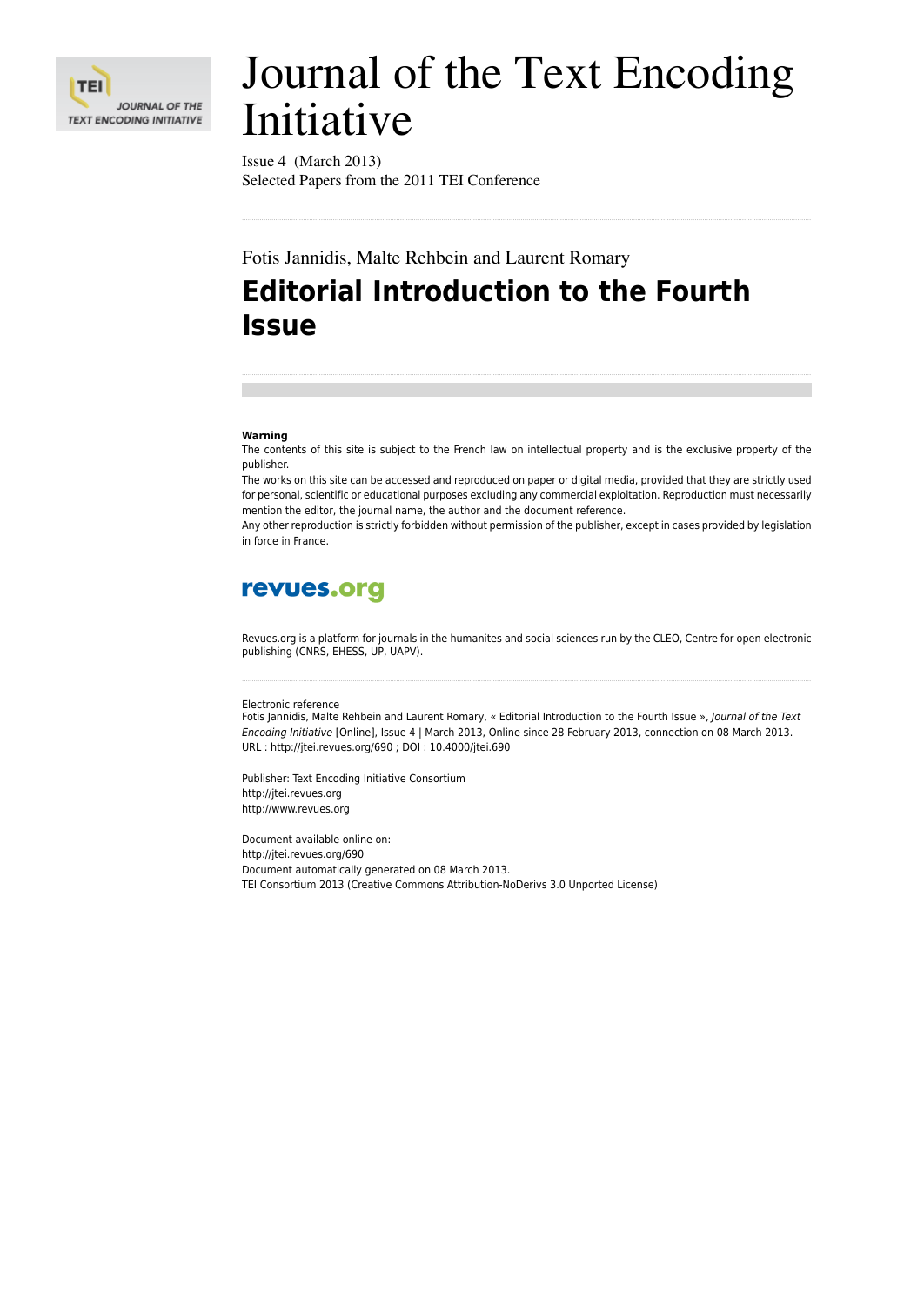# Journal of the Text Encoding Initiative

Issue 4 (March 2013)
Selected Papers from the 2011 TEI Conference

Fotis Jannidis, Malte Rehbein and Laurent Romary

## Editorial Introduction to the Fourth Issue

**Warning**
The contents of this site is subject to the French law on intellectual property and is the exclusive property of the publisher.
The works on this site can be accessed and reproduced on paper or digital media, provided that they are strictly used for personal, scientific or educational purposes excluding any commercial exploitation. Reproduction must necessarily mention the editor, the journal name, the author and the document reference.
Any other reproduction is strictly forbidden without permission of the publisher, except in cases provided by legislation in force in France.

revues.org

Revues.org is a platform for journals in the humanites and social sciences run by the CLEO, Centre for open electronic publishing (CNRS, EHESS, UP, UAPV).

Electronic reference
Fotis Jannidis, Malte Rehbein and Laurent Romary, « Editorial Introduction to the Fourth Issue », *Journal of the Text Encoding Initiative* [Online], Issue 4 | March 2013, Online since 28 February 2013, connection on 08 March 2013. URL : http://jtei.revues.org/690 ; DOI : 10.4000/jtei.690

Publisher: Text Encoding Initiative Consortium
http://jtei.revues.org
http://www.revues.org

Document available online on:
http://jtei.revues.org/690
Document automatically generated on 08 March 2013.
TEI Consortium 2013 (Creative Commons Attribution-NoDerivs 3.0 Unported License)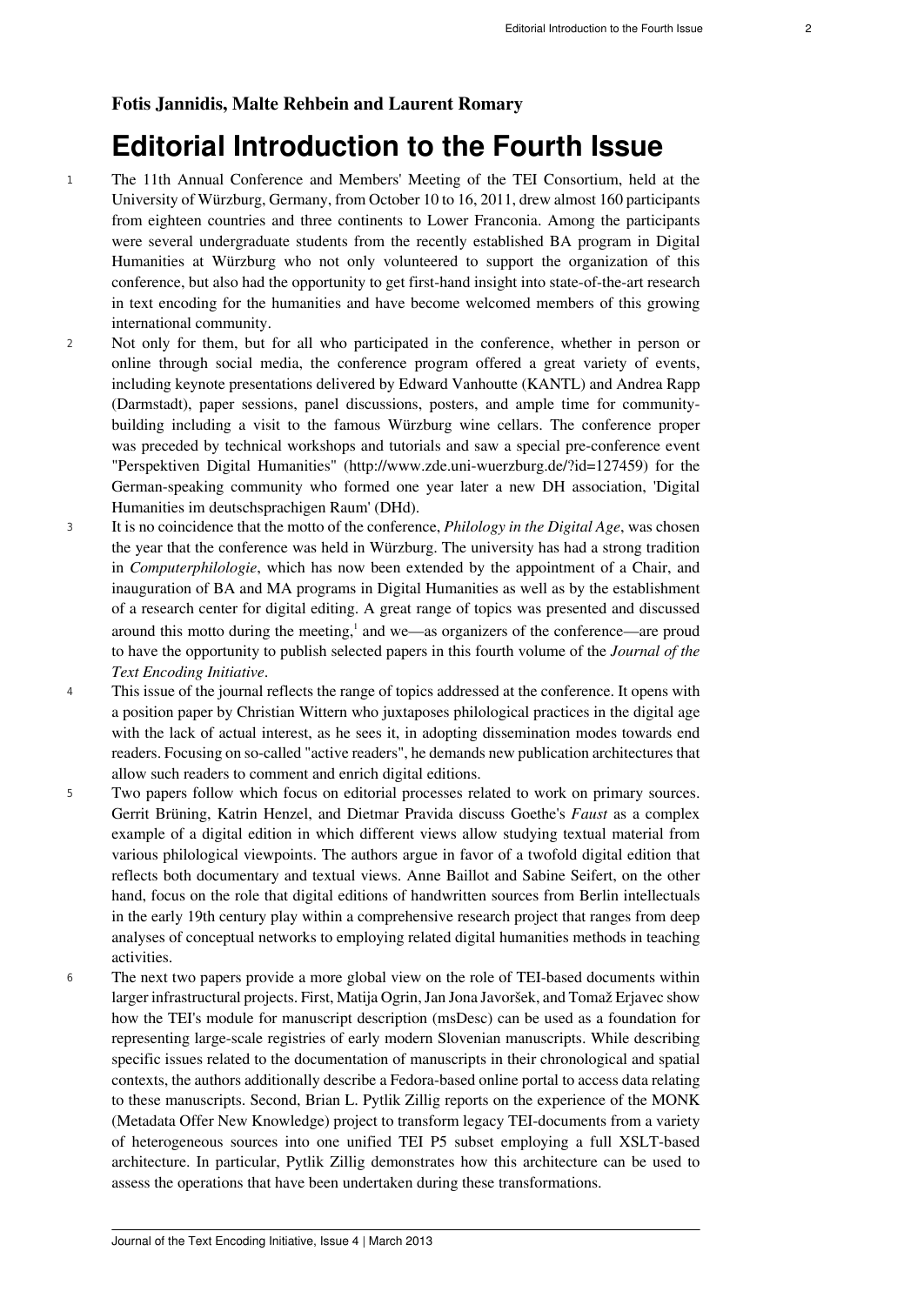**Fotis Jannidis, Malte Rehbein and Laurent Romary**

# Editorial Introduction to the Fourth Issue

1 The 11th Annual Conference and Members' Meeting of the TEI Consortium, held at the University of Würzburg, Germany, from October 10 to 16, 2011, drew almost 160 participants from eighteen countries and three continents to Lower Franconia. Among the participants were several undergraduate students from the recently established BA program in Digital Humanities at Würzburg who not only volunteered to support the organization of this conference, but also had the opportunity to get first-hand insight into state-of-the-art research in text encoding for the humanities and have become welcomed members of this growing international community.

2 Not only for them, but for all who participated in the conference, whether in person or online through social media, the conference program offered a great variety of events, including keynote presentations delivered by Edward Vanhoutte (KANTL) and Andrea Rapp (Darmstadt), paper sessions, panel discussions, posters, and ample time for community-building including a visit to the famous Würzburg wine cellars. The conference proper was preceded by technical workshops and tutorials and saw a special pre-conference event "Perspektiven Digital Humanities" (http://www.zde.uni-wuerzburg.de/?id=127459) for the German-speaking community who formed one year later a new DH association, 'Digital Humanities im deutschsprachigen Raum' (DHd).

3 It is no coincidence that the motto of the conference, *Philology in the Digital Age*, was chosen the year that the conference was held in Würzburg. The university has had a strong tradition in *Computerphilologie*, which has now been extended by the appointment of a Chair, and inauguration of BA and MA programs in Digital Humanities as well as by the establishment of a research center for digital editing. A great range of topics was presented and discussed around this motto during the meeting,[1] and we—as organizers of the conference—are proud to have the opportunity to publish selected papers in this fourth volume of the *Journal of the Text Encoding Initiative*.

4 This issue of the journal reflects the range of topics addressed at the conference. It opens with a position paper by Christian Wittern who juxtaposes philological practices in the digital age with the lack of actual interest, as he sees it, in adopting dissemination modes towards end readers. Focusing on so-called "active readers", he demands new publication architectures that allow such readers to comment and enrich digital editions.

5 Two papers follow which focus on editorial processes related to work on primary sources. Gerrit Brüning, Katrin Henzel, and Dietmar Pravida discuss Goethe's *Faust* as a complex example of a digital edition in which different views allow studying textual material from various philological viewpoints. The authors argue in favor of a twofold digital edition that reflects both documentary and textual views. Anne Baillot and Sabine Seifert, on the other hand, focus on the role that digital editions of handwritten sources from Berlin intellectuals in the early 19th century play within a comprehensive research project that ranges from deep analyses of conceptual networks to employing related digital humanities methods in teaching activities.

6 The next two papers provide a more global view on the role of TEI-based documents within larger infrastructural projects. First, Matija Ogrin, Jan Jona Javoršek, and Tomaž Erjavec show how the TEI's module for manuscript description (msDesc) can be used as a foundation for representing large-scale registries of early modern Slovenian manuscripts. While describing specific issues related to the documentation of manuscripts in their chronological and spatial contexts, the authors additionally describe a Fedora-based online portal to access data relating to these manuscripts. Second, Brian L. Pytlik Zillig reports on the experience of the MONK (Metadata Offer New Knowledge) project to transform legacy TEI-documents from a variety of heterogeneous sources into one unified TEI P5 subset employing a full XSLT-based architecture. In particular, Pytlik Zillig demonstrates how this architecture can be used to assess the operations that have been undertaken during these transformations.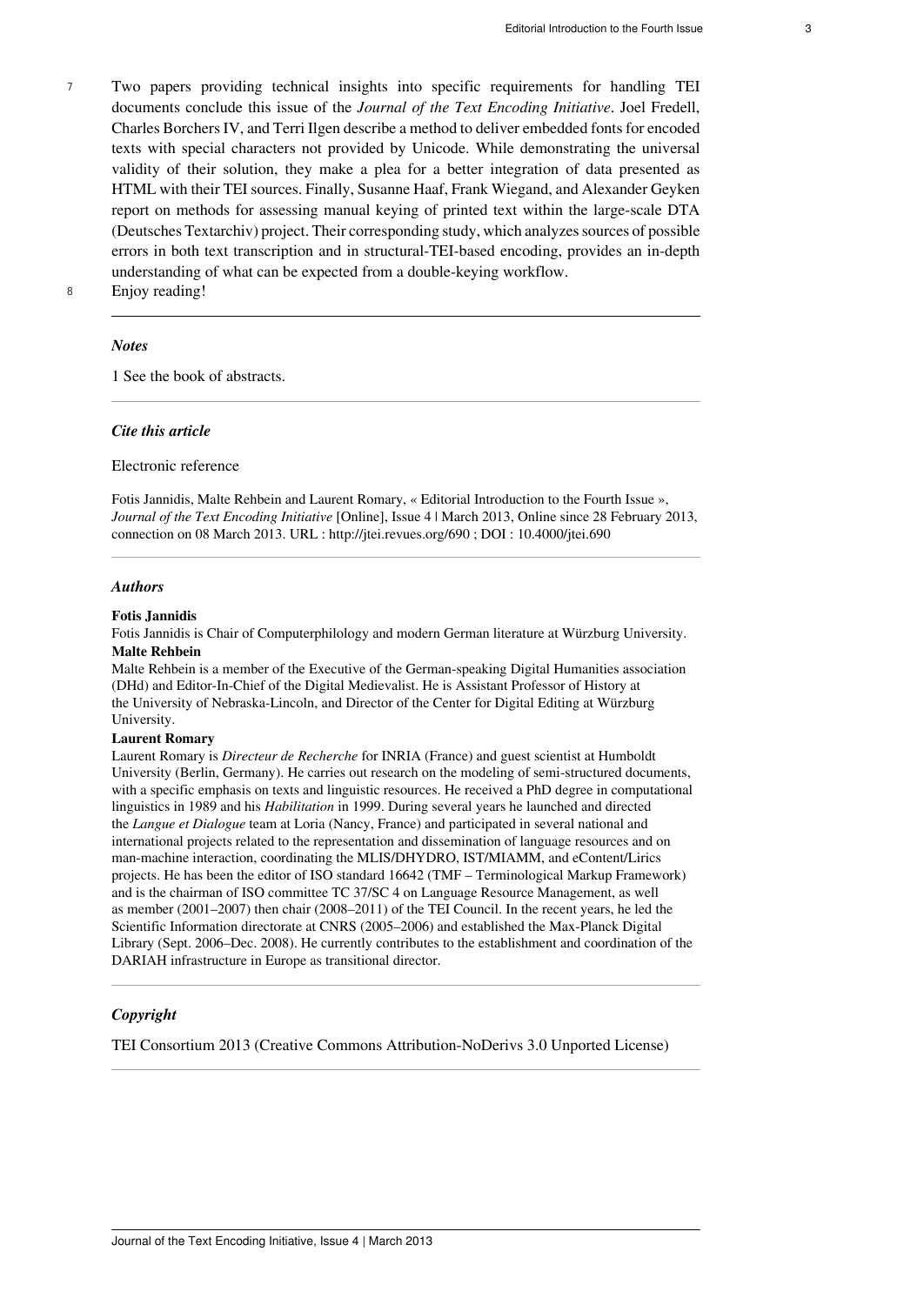7 Two papers providing technical insights into specific requirements for handling TEI documents conclude this issue of the *Journal of the Text Encoding Initiative*. Joel Fredell, Charles Borchers IV, and Terri Ilgen describe a method to deliver embedded fonts for encoded texts with special characters not provided by Unicode. While demonstrating the universal validity of their solution, they make a plea for a better integration of data presented as HTML with their TEI sources. Finally, Susanne Haaf, Frank Wiegand, and Alexander Geyken report on methods for assessing manual keying of printed text within the large-scale DTA (Deutsches Textarchiv) project. Their corresponding study, which analyzes sources of possible errors in both text transcription and in structural-TEI-based encoding, provides an in-depth understanding of what can be expected from a double-keying workflow.

8 Enjoy reading!

---

### *Notes*

1 See the book of abstracts.

---

### *Cite this article*

Electronic reference

Fotis Jannidis, Malte Rehbein and Laurent Romary, « Editorial Introduction to the Fourth Issue », *Journal of the Text Encoding Initiative* [Online], Issue 4 | March 2013, Online since 28 February 2013, connection on 08 March 2013. URL : http://jtei.revues.org/690 ; DOI : 10.4000/jtei.690

---

### *Authors*

**Fotis Jannidis**

Fotis Jannidis is Chair of Computerphilology and modern German literature at Würzburg University.

**Malte Rehbein**

Malte Rehbein is a member of the Executive of the German-speaking Digital Humanities association (DHd) and Editor-In-Chief of the Digital Medievalist. He is Assistant Professor of History at the University of Nebraska-Lincoln, and Director of the Center for Digital Editing at Würzburg University.

**Laurent Romary**

Laurent Romary is *Directeur de Recherche* for INRIA (France) and guest scientist at Humboldt University (Berlin, Germany). He carries out research on the modeling of semi-structured documents, with a specific emphasis on texts and linguistic resources. He received a PhD degree in computational linguistics in 1989 and his *Habilitation* in 1999. During several years he launched and directed the *Langue et Dialogue* team at Loria (Nancy, France) and participated in several national and international projects related to the representation and dissemination of language resources and on man-machine interaction, coordinating the MLIS/DHYDRO, IST/MIAMM, and eContent/Lirics projects. He has been the editor of ISO standard 16642 (TMF – Terminological Markup Framework) and is the chairman of ISO committee TC 37/SC 4 on Language Resource Management, as well as member (2001–2007) then chair (2008–2011) of the TEI Council. In the recent years, he led the Scientific Information directorate at CNRS (2005–2006) and established the Max-Planck Digital Library (Sept. 2006–Dec. 2008). He currently contributes to the establishment and coordination of the DARIAH infrastructure in Europe as transitional director.

---

### *Copyright*

TEI Consortium 2013 (Creative Commons Attribution-NoDerivs 3.0 Unported License)